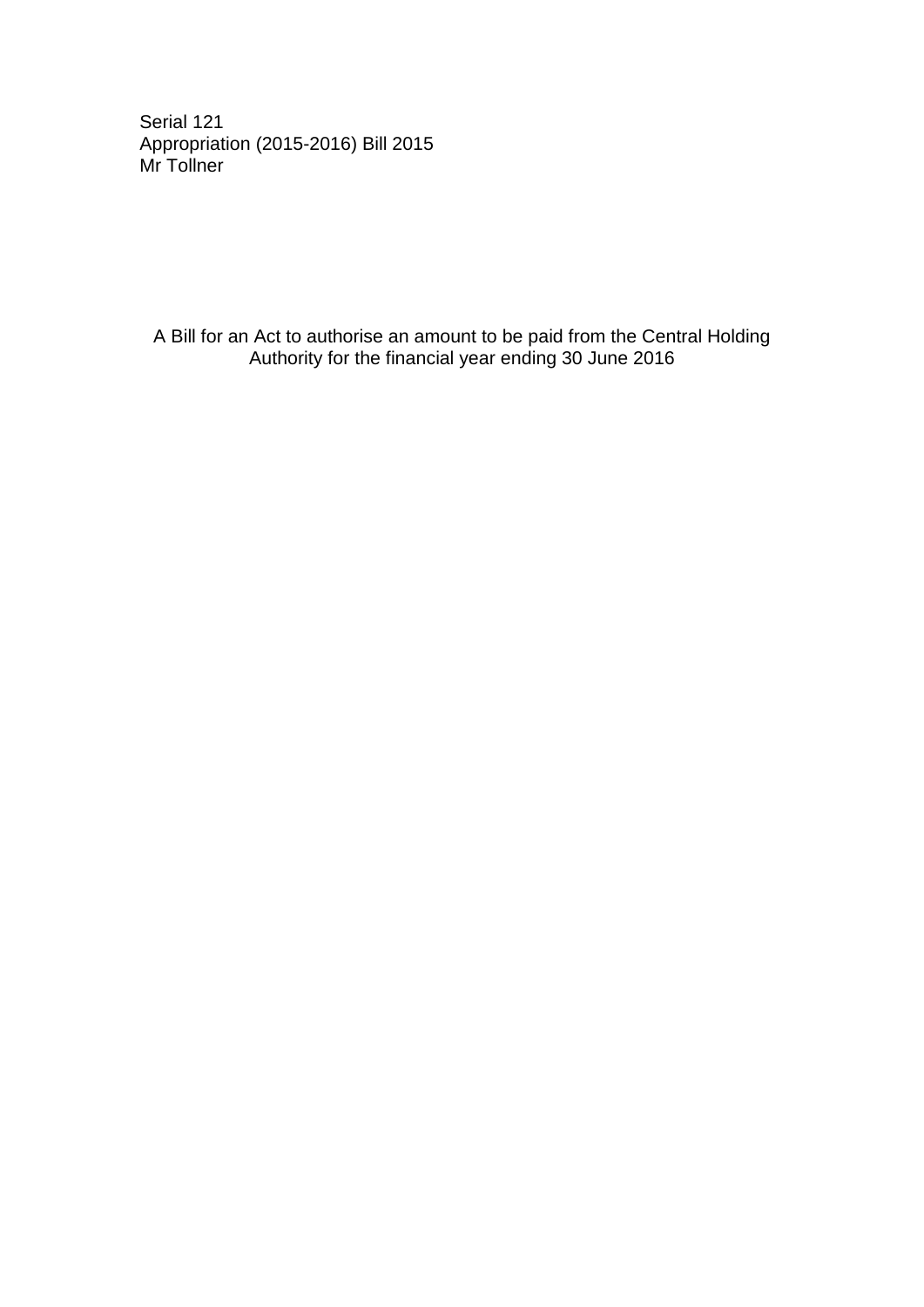Serial 121
Appropriation (2015-2016) Bill 2015
Mr Tollner

A Bill for an Act to authorise an amount to be paid from the Central Holding Authority for the financial year ending 30 June 2016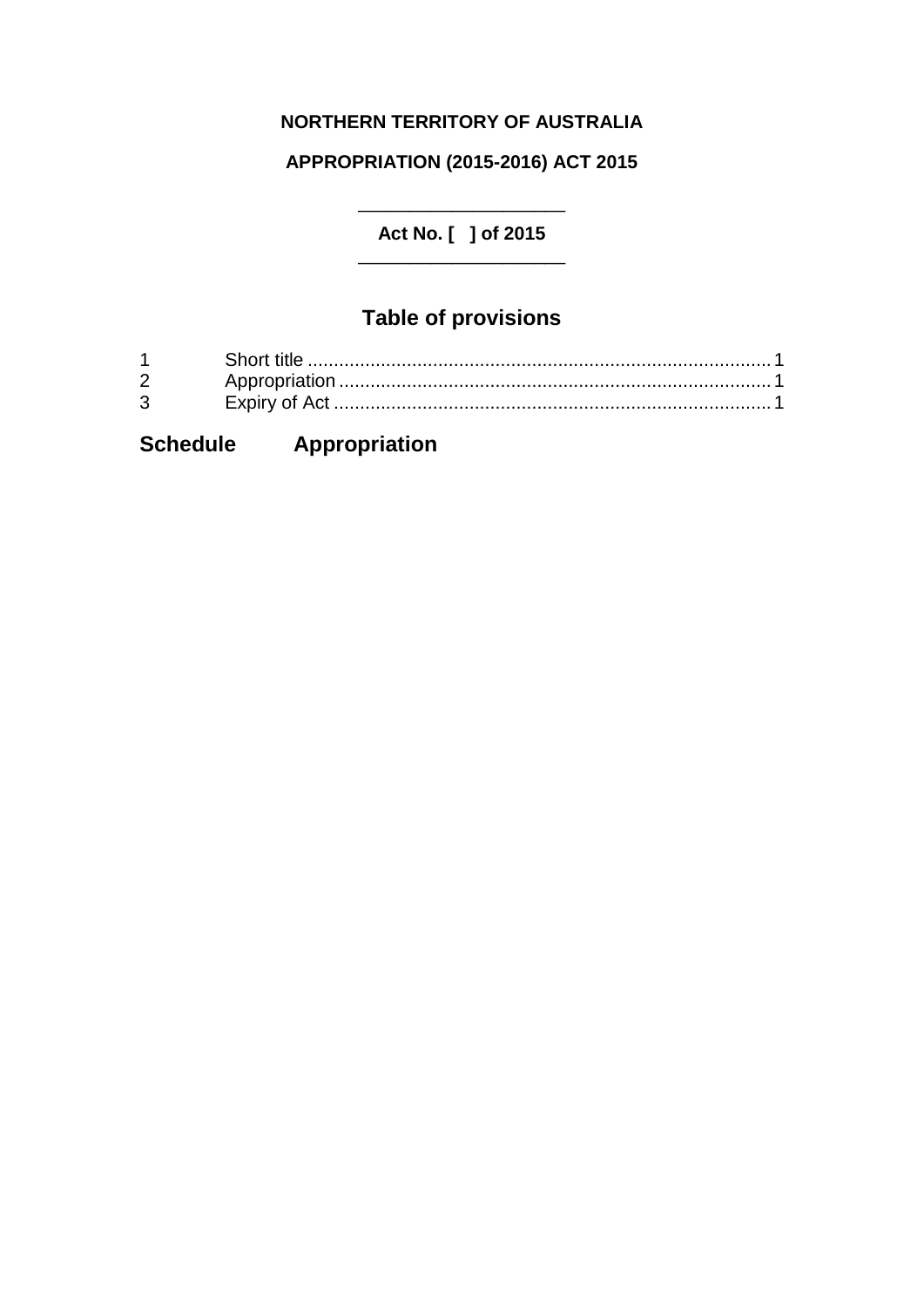**NORTHERN TERRITORY OF AUSTRALIA**

**APPROPRIATION (2015-2016) ACT 2015**

____________________

**Act No. [ ] of 2015**

____________________

## Table of provisions

1 Short title ........................................................................................ 1
2 Appropriation .................................................................................. 1
3 Expiry of Act .................................................................................. 1

**Schedule Appropriation**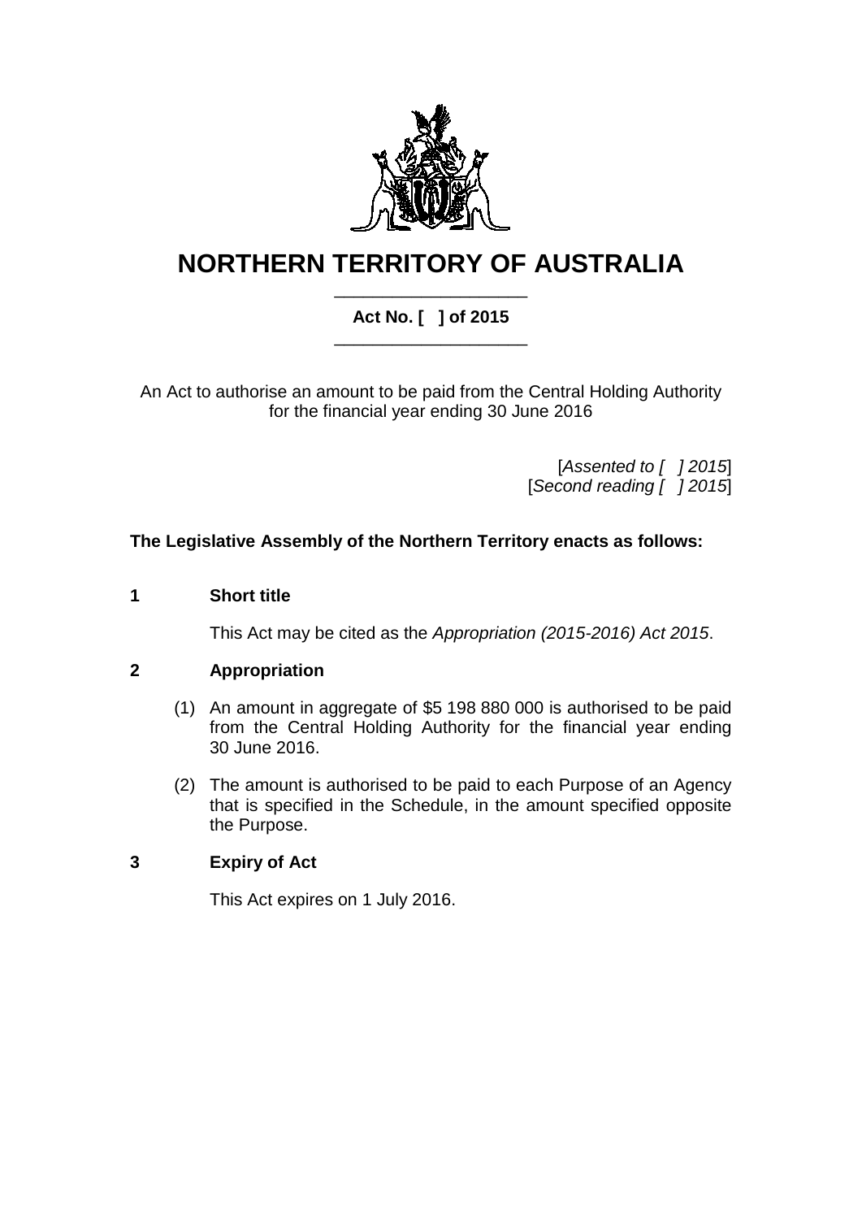# NORTHERN TERRITORY OF AUSTRALIA

**Act No. [ ] of 2015**

An Act to authorise an amount to be paid from the Central Holding Authority for the financial year ending 30 June 2016

[*Assented to [ ] 2015*]
[*Second reading [ ] 2015*]

**The Legislative Assembly of the Northern Territory enacts as follows:**

## 1 Short title

This Act may be cited as the *Appropriation (2015-2016) Act 2015*.

## 2 Appropriation

(1) An amount in aggregate of $5 198 880 000 is authorised to be paid from the Central Holding Authority for the financial year ending 30 June 2016.

(2) The amount is authorised to be paid to each Purpose of an Agency that is specified in the Schedule, in the amount specified opposite the Purpose.

## 3 Expiry of Act

This Act expires on 1 July 2016.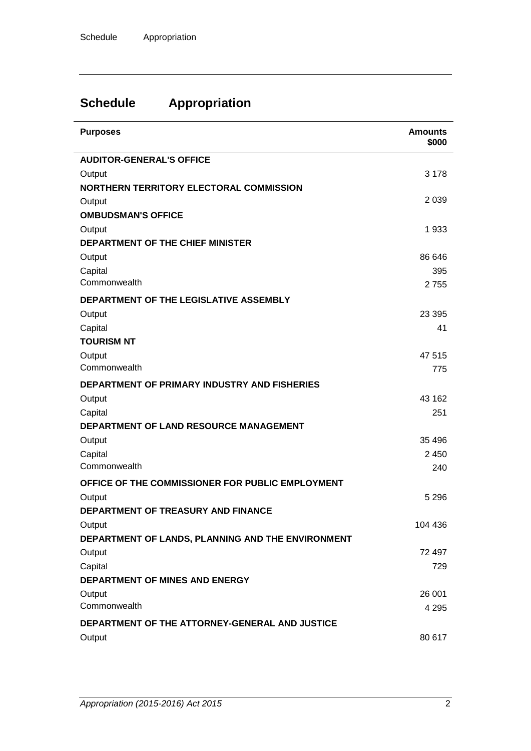# Schedule Appropriation

| Purposes | Amounts $000 |
| --- | --- |
| **AUDITOR-GENERAL'S OFFICE** | |
| Output | 3 178 |
| **NORTHERN TERRITORY ELECTORAL COMMISSION** | |
| Output | 2 039 |
| **OMBUDSMAN'S OFFICE** | |
| Output | 1 933 |
| **DEPARTMENT OF THE CHIEF MINISTER** | |
| Output | 86 646 |
| Capital | 395 |
| Commonwealth | 2 755 |
| **DEPARTMENT OF THE LEGISLATIVE ASSEMBLY** | |
| Output | 23 395 |
| Capital | 41 |
| **TOURISM NT** | |
| Output | 47 515 |
| Commonwealth | 775 |
| **DEPARTMENT OF PRIMARY INDUSTRY AND FISHERIES** | |
| Output | 43 162 |
| Capital | 251 |
| **DEPARTMENT OF LAND RESOURCE MANAGEMENT** | |
| Output | 35 496 |
| Capital | 2 450 |
| Commonwealth | 240 |
| **OFFICE OF THE COMMISSIONER FOR PUBLIC EMPLOYMENT** | |
| Output | 5 296 |
| **DEPARTMENT OF TREASURY AND FINANCE** | |
| Output | 104 436 |
| **DEPARTMENT OF LANDS, PLANNING AND THE ENVIRONMENT** | |
| Output | 72 497 |
| Capital | 729 |
| **DEPARTMENT OF MINES AND ENERGY** | |
| Output | 26 001 |
| Commonwealth | 4 295 |
| **DEPARTMENT OF THE ATTORNEY-GENERAL AND JUSTICE** | |
| Output | 80 617 |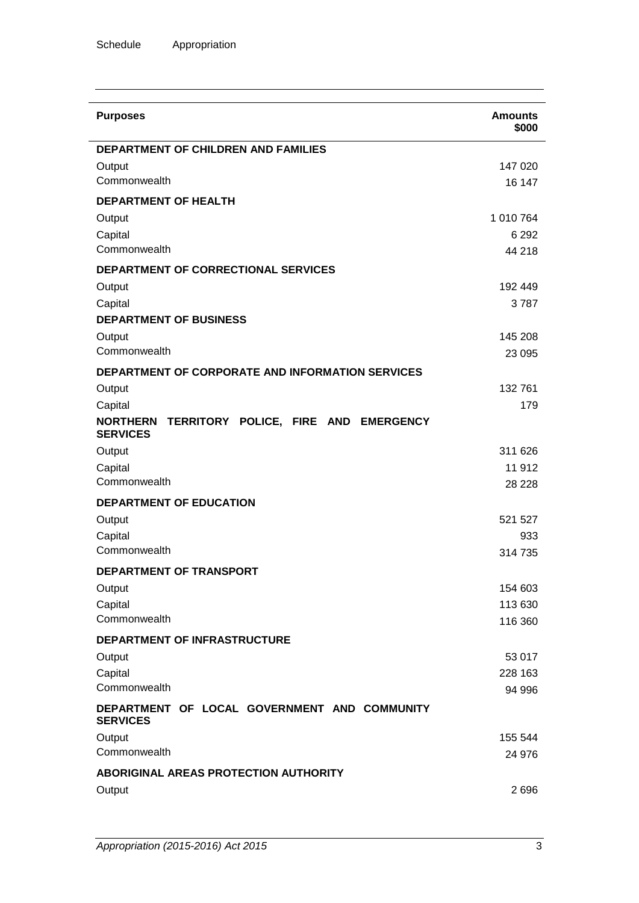| Purposes | Amounts \$000 |
|---|---|
| **DEPARTMENT OF CHILDREN AND FAMILIES** | |
| Output | 147 020 |
| Commonwealth | 16 147 |
| **DEPARTMENT OF HEALTH** | |
| Output | 1 010 764 |
| Capital | 6 292 |
| Commonwealth | 44 218 |
| **DEPARTMENT OF CORRECTIONAL SERVICES** | |
| Output | 192 449 |
| Capital | 3 787 |
| **DEPARTMENT OF BUSINESS** | |
| Output | 145 208 |
| Commonwealth | 23 095 |
| **DEPARTMENT OF CORPORATE AND INFORMATION SERVICES** | |
| Output | 132 761 |
| Capital | 179 |
| **NORTHERN TERRITORY POLICE, FIRE AND EMERGENCY SERVICES** | |
| Output | 311 626 |
| Capital | 11 912 |
| Commonwealth | 28 228 |
| **DEPARTMENT OF EDUCATION** | |
| Output | 521 527 |
| Capital | 933 |
| Commonwealth | 314 735 |
| **DEPARTMENT OF TRANSPORT** | |
| Output | 154 603 |
| Capital | 113 630 |
| Commonwealth | 116 360 |
| **DEPARTMENT OF INFRASTRUCTURE** | |
| Output | 53 017 |
| Capital | 228 163 |
| Commonwealth | 94 996 |
| **DEPARTMENT OF LOCAL GOVERNMENT AND COMMUNITY SERVICES** | |
| Output | 155 544 |
| Commonwealth | 24 976 |
| **ABORIGINAL AREAS PROTECTION AUTHORITY** | |
| Output | 2 696 |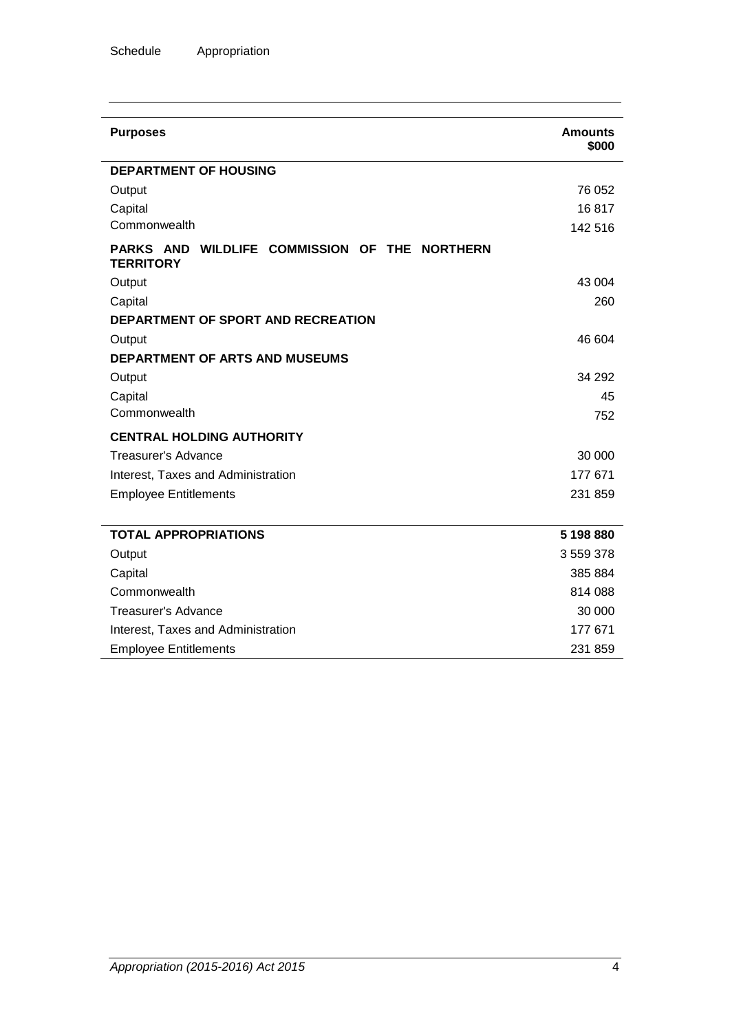| Purposes | Amounts $000 |
|---|---|
| **DEPARTMENT OF HOUSING** | |
| Output | 76 052 |
| Capital | 16 817 |
| Commonwealth | 142 516 |
| **PARKS AND WILDLIFE COMMISSION OF THE NORTHERN TERRITORY** | |
| Output | 43 004 |
| Capital | 260 |
| **DEPARTMENT OF SPORT AND RECREATION** | |
| Output | 46 604 |
| **DEPARTMENT OF ARTS AND MUSEUMS** | |
| Output | 34 292 |
| Capital | 45 |
| Commonwealth | 752 |
| **CENTRAL HOLDING AUTHORITY** | |
| Treasurer's Advance | 30 000 |
| Interest, Taxes and Administration | 177 671 |
| Employee Entitlements | 231 859 |
| **TOTAL APPROPRIATIONS** | **5 198 880** |
| Output | 3 559 378 |
| Capital | 385 884 |
| Commonwealth | 814 088 |
| Treasurer's Advance | 30 000 |
| Interest, Taxes and Administration | 177 671 |
| Employee Entitlements | 231 859 |